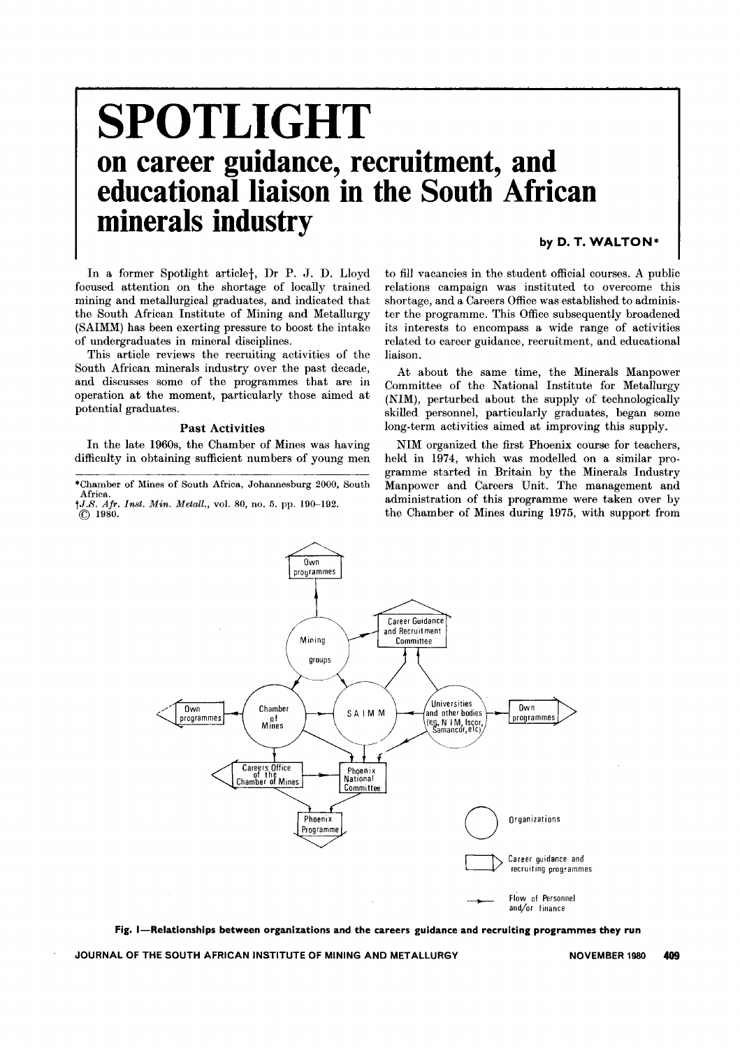# SPOTLIGHT

## on career guidance, recruitment, and educational liaison in the South African minerals industry

**by D. T. WALTON***

In a former Spotlight article†, Dr P. J. D. Lloyd focused attention on the shortage of locally trained mining and metallurgical graduates, and indicated that the South African Institute of Mining and Metallurgy (SAIMM) has been exerting pressure to boost the intake of undergraduates in mineral disciplines.

This article reviews the recruiting activities of the South African minerals industry over the past decade, and discusses some of the programmes that are in operation at the moment, particularly those aimed at potential graduates.

### Past Activities

In the late 1960s, the Chamber of Mines was having difficulty in obtaining sufficient numbers of young men to fill vacancies in the student official courses. A public relations campaign was instituted to overcome this shortage, and a Careers Office was established to administer the programme. This Office subsequently broadened its interests to encompass a wide range of activities related to career guidance, recruitment, and educational liaison.

At about the same time, the Minerals Manpower Committee of the National Institute for Metallurgy (NIM), perturbed about the supply of technologically skilled personnel, particularly graduates, began some long-term activities aimed at improving this supply.

NIM organized the first Phoenix course for teachers, held in 1974, which was modelled on a similar programme started in Britain by the Minerals Industry Manpower and Careers Unit. The management and administration of this programme were taken over by the Chamber of Mines during 1975, with support from

*Chamber of Mines of South Africa, Johannesburg 2000, South Africa.

†*J.S. Afr. Inst. Min. Metall.*, vol. 80, no. 5. pp. 190–192.

© 1980.

**Fig. 1—Relationships between organizations and the careers guidance and recruiting programmes they run**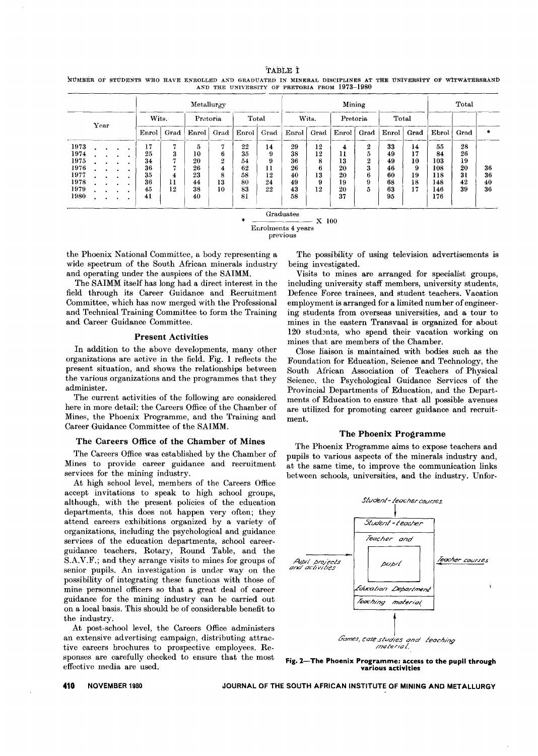TABLE I

NUMBER OF STUDENTS WHO HAVE ENROLLED AND GRADUATED IN MINERAL DISCIPLINES AT THE UNIVERSITY OF WITWATERSRAND AND THE UNIVERSITY OF PRETORIA FROM 1973–1980

| Year | Metallurgy | | | | | | Mining | | | | | | Total | | |
|---|---|---|---|---|---|---|---|---|---|---|---|---|---|---|---|
| | Wits. | | Pretoria | | Total | | Wits. | | Pretoria | | Total | | | | |
| | Enrol | Grad | Enrol | Grad | Enrol | Grad | Enrol | Grad | Enrol | Grad | Enrol | Grad | Ebrol | Grad | * |
| 1973 | 17 | 7 | 5 | 7 | 22 | 14 | 29 | 12 | 4 | 2 | 33 | 14 | 55 | 28 | |
| 1974 | 25 | 3 | 10 | 6 | 35 | 9 | 38 | 12 | 11 | 5 | 49 | 17 | 84 | 26 | |
| 1975 | 34 | 7 | 20 | 2 | 54 | 9 | 36 | 8 | 13 | 2 | 49 | 10 | 103 | 19 | |
| 1976 | 36 | 7 | 26 | 4 | 62 | 11 | 26 | 6 | 20 | 3 | 46 | 9 | 108 | 20 | 36 |
| 1977 | 35 | 4 | 23 | 8 | 58 | 12 | 40 | 13 | 20 | 6 | 60 | 19 | 118 | 31 | 36 |
| 1978 | 36 | 11 | 44 | 13 | 80 | 24 | 49 | 9 | 19 | 9 | 68 | 18 | 148 | 42 | 40 |
| 1979 | 45 | 12 | 38 | 10 | 83 | 22 | 43 | 12 | 20 | 5 | 63 | 17 | 146 | 39 | 36 |
| 1980 | 41 | | 40 | | 81 | | 58 | | 37 | | 95 | | 176 | | |

$$* \frac{\text{Graduates}}{\text{Enrolments 4 years previous}} \times 100$$

the Phoenix National Committee, a body representing a wide spectrum of the South African minerals industry and operating under the auspices of the SAIMM.

The SAIMM itself has long had a direct interest in the field through its Career Guidance and Recruitment Committee, which has now merged with the Professional and Technical Training Committee to form the Training and Career Guidance Committee.

### Present Activities

In addition to the above developments, many other organizations are active in the field. Fig. 1 reflects the present situation, and shows the relationships between the various organizations and the programmes that they administer.

The current activities of the following are considered here in more detail: the Careers Office of the Chamber of Mines, the Phoenix Programme, and the Training and Career Guidance Committee of the SAIMM.

### The Careers Office of the Chamber of Mines

The Careers Office was established by the Chamber of Mines to provide career guidance and recruitment services for the mining industry.

At high school level, members of the Careers Office accept invitations to speak to high school groups, although, with the present policies of the education departments, this does not happen very often; they attend careers exhibitions organized by a variety of organizations, including the psychological and guidance services of the education departments, school career-guidance teachers, Rotary, Round Table, and the S.A.V.F.; and they arrange visits to mines for groups of senior pupils. An investigation is under way on the possibility of integrating these functions with those of mine personnel officers so that a great deal of career guidance for the mining industry can be carried out on a local basis. This should be of considerable benefit to the industry.

At post-school level, the Careers Office administers an extensive advertising campaign, distributing attractive careers brochures to prospective employees. Responses are carefully checked to ensure that the most effective media are used.

The possibility of using television advertisements is being investigated.

Visits to mines are arranged for specialist groups, including university staff members, university students, Defence Force trainees, and student teachers. Vacation employment is arranged for a limited number of engineering students from overseas universities, and a tour to mines in the eastern Transvaal is organized for about 120 students, who spend their vacation working on mines that are members of the Chamber.

Close liaison is maintained with bodies such as the Foundation for Education, Science and Technology, the South African Association of Teachers of Physical Science, the Psychological Guidance Services of the Provincial Departments of Education, and the Departments of Education to ensure that all possible avenues are utilized for promoting career guidance and recruitment.

### The Phoenix Programme

The Phoenix Programme aims to expose teachers and pupils to various aspects of the minerals industry and, at the same time, to improve the communication links between schools, universities, and the industry. Unfor-

Student-teacher courses

Student-teacher

Teacher and

Pupil projects and activities

pupil

Teacher courses

Education Department

Teaching material

Games, case studies and teaching material.

**Fig. 2—The Phoenix Programme: access to the pupil through various activities**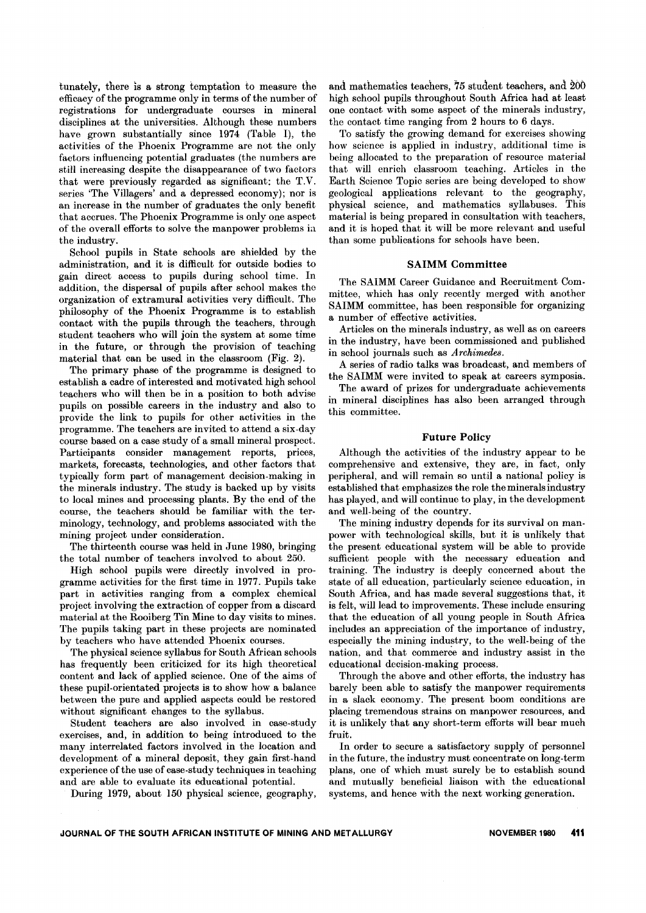tunately, there is a strong temptation to measure the efficacy of the programme only in terms of the number of registrations for undergraduate courses in mineral disciplines at the universities. Although these numbers have grown substantially since 1974 (Table I), the activities of the Phoenix Programme are not the only factors influencing potential graduates (the numbers are still increasing despite the disappearance of two factors that were previously regarded as significant: the T.V. series 'The Villagers' and a depressed economy); nor is an increase in the number of graduates the only benefit that accrues. The Phoenix Programme is only one aspect of the overall efforts to solve the manpower problems in the industry.

School pupils in State schools are shielded by the administration, and it is difficult for outside bodies to gain direct access to pupils during school time. In addition, the dispersal of pupils after school makes the organization of extramural activities very difficult. The philosophy of the Phoenix Programme is to establish contact with the pupils through the teachers, through student teachers who will join the system at some time in the future, or through the provision of teaching material that can be used in the classroom (Fig. 2).

The primary phase of the programme is designed to establish a cadre of interested and motivated high school teachers who will then be in a position to both advise pupils on possible careers in the industry and also to provide the link to pupils for other activities in the programme. The teachers are invited to attend a six-day course based on a case study of a small mineral prospect. Participants consider management reports, prices, markets, forecasts, technologies, and other factors that typically form part of management decision-making in the minerals industry. The study is backed up by visits to local mines and processing plants. By the end of the course, the teachers should be familiar with the terminology, technology, and problems associated with the mining project under consideration.

The thirteenth course was held in June 1980, bringing the total number of teachers involved to about 250.

High school pupils were directly involved in programme activities for the first time in 1977. Pupils take part in activities ranging from a complex chemical project involving the extraction of copper from a discard material at the Rooiberg Tin Mine to day visits to mines. The pupils taking part in these projects are nominated by teachers who have attended Phoenix courses.

The physical science syllabus for South African schools has frequently been criticized for its high theoretical content and lack of applied science. One of the aims of these pupil-orientated projects is to show how a balance between the pure and applied aspects could be restored without significant changes to the syllabus.

Student teachers are also involved in case-study exercises, and, in addition to being introduced to the many interrelated factors involved in the location and development of a mineral deposit, they gain first-hand experience of the use of case-study techniques in teaching and are able to evaluate its educational potential.

During 1979, about 150 physical science, geography, and mathematics teachers, 75 student teachers, and 200 high school pupils throughout South Africa had at least one contact with some aspect of the minerals industry, the contact time ranging from 2 hours to 6 days.

To satisfy the growing demand for exercises showing how science is applied in industry, additional time is being allocated to the preparation of resource material that will enrich classroom teaching. Articles in the Earth Science Topic series are being developed to show geological applications relevant to the geography, physical science, and mathematics syllabuses. This material is being prepared in consultation with teachers, and it is hoped that it will be more relevant and useful than some publications for schools have been.

## SAIMM Committee

The SAIMM Career Guidance and Recruitment Committee, which has only recently merged with another SAIMM committee, has been responsible for organizing a number of effective activities.

Articles on the minerals industry, as well as on careers in the industry, have been commissioned and published in school journals such as *Archimedes*.

A series of radio talks was broadcast, and members of the SAIMM were invited to speak at careers symposia.

The award of prizes for undergraduate achievements in mineral disciplines has also been arranged through this committee.

## Future Policy

Although the activities of the industry appear to be comprehensive and extensive, they are, in fact, only peripheral, and will remain so until a national policy is established that emphasizes the role the minerals industry has played, and will continue to play, in the development and well-being of the country.

The mining industry depends for its survival on manpower with technological skills, but it is unlikely that the present educational system will be able to provide sufficient people with the necessary education and training. The industry is deeply concerned about the state of all education, particularly science education, in South Africa, and has made several suggestions that, it is felt, will lead to improvements. These include ensuring that the education of all young people in South Africa includes an appreciation of the importance of industry, especially the mining industry, to the well-being of the nation, and that commerce and industry assist in the educational decision-making process.

Through the above and other efforts, the industry has barely been able to satisfy the manpower requirements in a slack economy. The present boom conditions are placing tremendous strains on manpower resources, and it is unlikely that any short-term efforts will bear much fruit.

In order to secure a satisfactory supply of personnel in the future, the industry must concentrate on long-term plans, one of which must surely be to establish sound and mutually beneficial liaison with the educational systems, and hence with the next working generation.